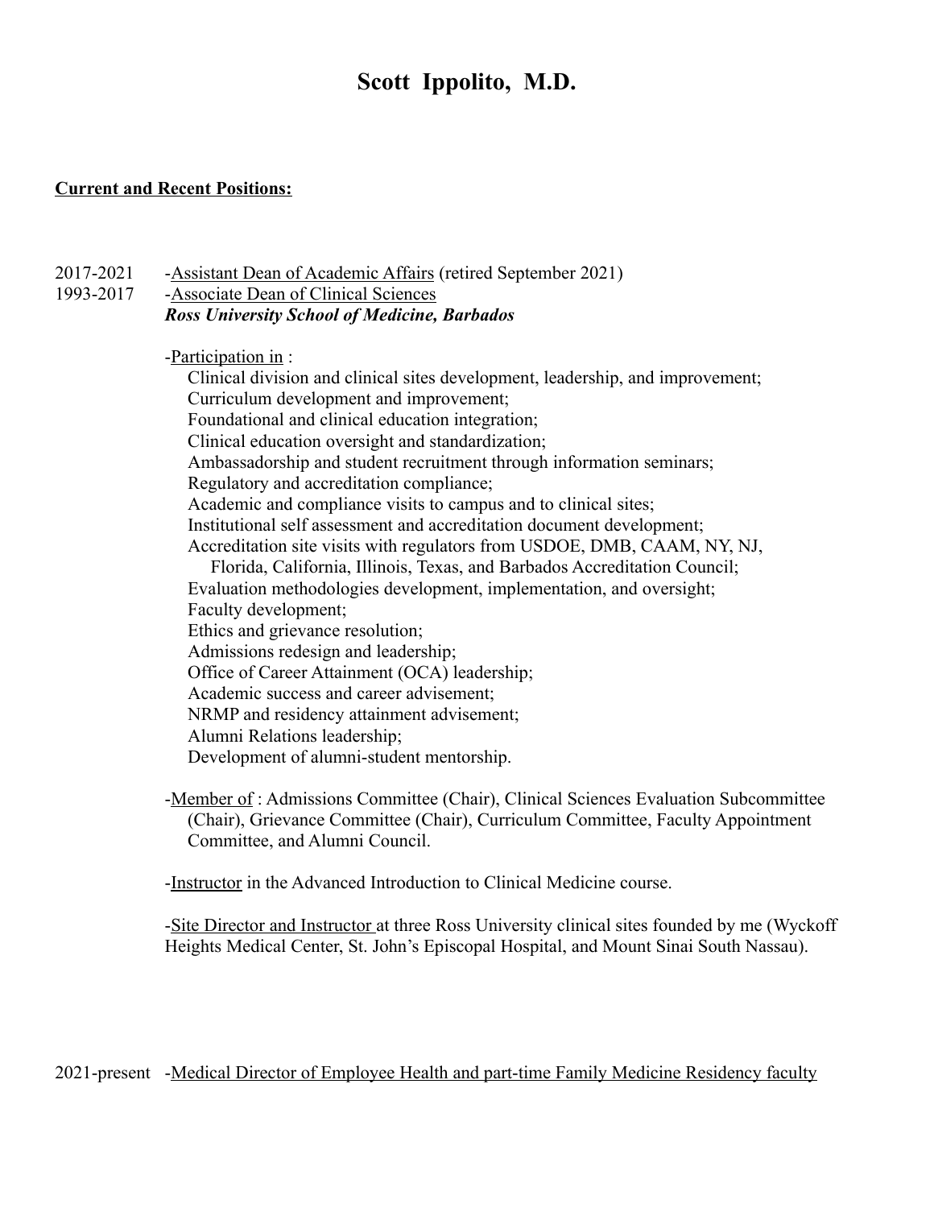# Scott Ippolito, M.D.

**Current and Recent Positions:**

2017-2021 -Assistant Dean of Academic Affairs (retired September 2021)
1993-2017 -Associate Dean of Clinical Sciences
***Ross University School of Medicine, Barbados***

-Participation in :
- Clinical division and clinical sites development, leadership, and improvement;
- Curriculum development and improvement;
- Foundational and clinical education integration;
- Clinical education oversight and standardization;
- Ambassadorship and student recruitment through information seminars;
- Regulatory and accreditation compliance;
- Academic and compliance visits to campus and to clinical sites;
- Institutional self assessment and accreditation document development;
- Accreditation site visits with regulators from USDOE, DMB, CAAM, NY, NJ, Florida, California, Illinois, Texas, and Barbados Accreditation Council;
- Evaluation methodologies development, implementation, and oversight;
- Faculty development;
- Ethics and grievance resolution;
- Admissions redesign and leadership;
- Office of Career Attainment (OCA) leadership;
- Academic success and career advisement;
- NRMP and residency attainment advisement;
- Alumni Relations leadership;
- Development of alumni-student mentorship.

-Member of : Admissions Committee (Chair), Clinical Sciences Evaluation Subcommittee (Chair), Grievance Committee (Chair), Curriculum Committee, Faculty Appointment Committee, and Alumni Council.

-Instructor in the Advanced Introduction to Clinical Medicine course.

-Site Director and Instructor at three Ross University clinical sites founded by me (Wyckoff Heights Medical Center, St. John's Episcopal Hospital, and Mount Sinai South Nassau).

2021-present -Medical Director of Employee Health and part-time Family Medicine Residency faculty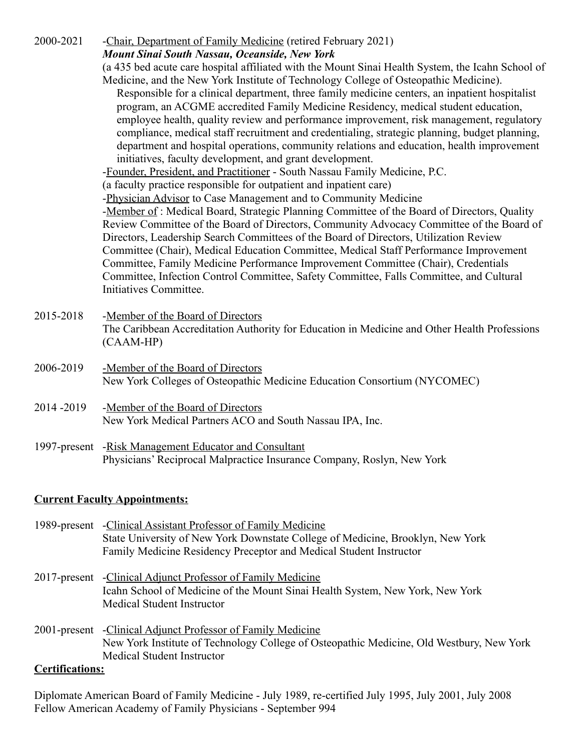2000-2021 -Chair, Department of Family Medicine (retired February 2021)
***Mount Sinai South Nassau, Oceanside, New York***
(a 435 bed acute care hospital affiliated with the Mount Sinai Health System, the Icahn School of Medicine, and the New York Institute of Technology College of Osteopathic Medicine).
Responsible for a clinical department, three family medicine centers, an inpatient hospitalist program, an ACGME accredited Family Medicine Residency, medical student education, employee health, quality review and performance improvement, risk management, regulatory compliance, medical staff recruitment and credentialing, strategic planning, budget planning, department and hospital operations, community relations and education, health improvement initiatives, faculty development, and grant development.
-Founder, President, and Practitioner - South Nassau Family Medicine, P.C.
(a faculty practice responsible for outpatient and inpatient care)
-Physician Advisor to Case Management and to Community Medicine
-Member of : Medical Board, Strategic Planning Committee of the Board of Directors, Quality Review Committee of the Board of Directors, Community Advocacy Committee of the Board of Directors, Leadership Search Committees of the Board of Directors, Utilization Review Committee (Chair), Medical Education Committee, Medical Staff Performance Improvement Committee, Family Medicine Performance Improvement Committee (Chair), Credentials Committee, Infection Control Committee, Safety Committee, Falls Committee, and Cultural Initiatives Committee.

2015-2018 -Member of the Board of Directors
The Caribbean Accreditation Authority for Education in Medicine and Other Health Professions (CAAM-HP)

2006-2019 -Member of the Board of Directors
New York Colleges of Osteopathic Medicine Education Consortium (NYCOMEC)

2014 -2019 -Member of the Board of Directors
New York Medical Partners ACO and South Nassau IPA, Inc.

1997-present -Risk Management Educator and Consultant
Physicians' Reciprocal Malpractice Insurance Company, Roslyn, New York

**Current Faculty Appointments:**

1989-present -Clinical Assistant Professor of Family Medicine
State University of New York Downstate College of Medicine, Brooklyn, New York
Family Medicine Residency Preceptor and Medical Student Instructor

2017-present -Clinical Adjunct Professor of Family Medicine
Icahn School of Medicine of the Mount Sinai Health System, New York, New York
Medical Student Instructor

2001-present -Clinical Adjunct Professor of Family Medicine
New York Institute of Technology College of Osteopathic Medicine, Old Westbury, New York
Medical Student Instructor

**Certifications:**

Diplomate American Board of Family Medicine - July 1989, re-certified July 1995, July 2001, July 2008
Fellow American Academy of Family Physicians - September 994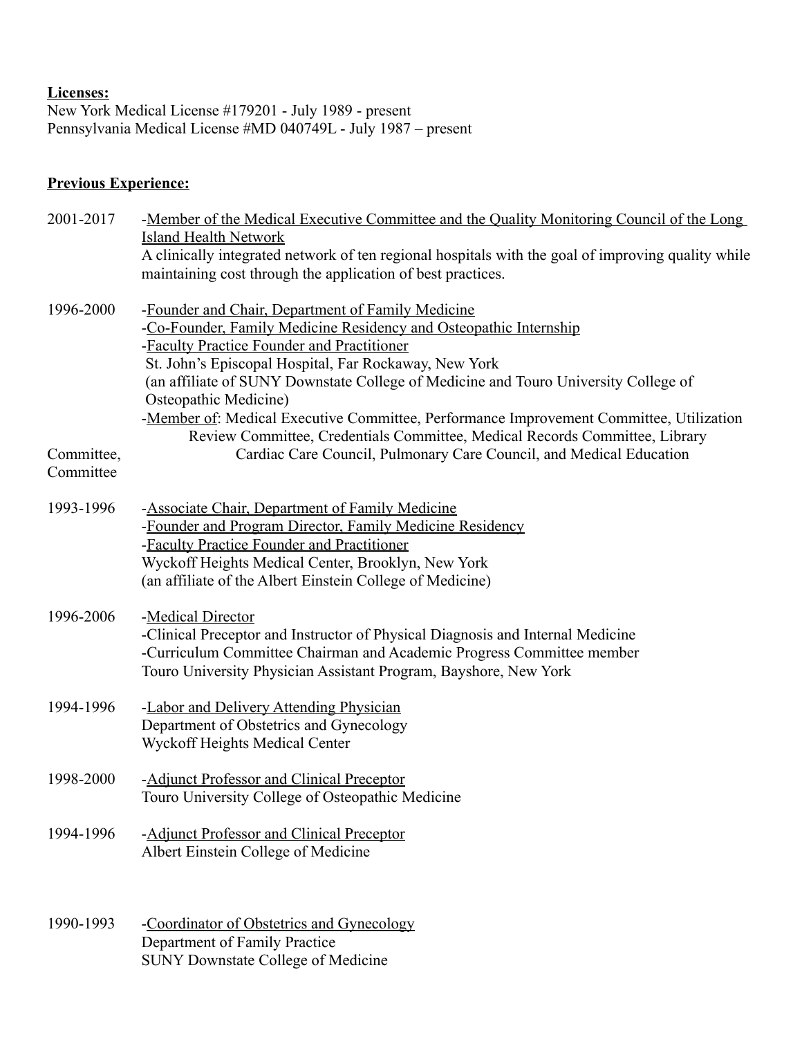**Licenses:**

New York Medical License #179201 - July 1989 - present
Pennsylvania Medical License #MD 040749L - July 1987 – present

**Previous Experience:**

2001-2017 -Member of the Medical Executive Committee and the Quality Monitoring Council of the Long Island Health Network
A clinically integrated network of ten regional hospitals with the goal of improving quality while maintaining cost through the application of best practices.

1996-2000 -Founder and Chair, Department of Family Medicine
-Co-Founder, Family Medicine Residency and Osteopathic Internship
-Faculty Practice Founder and Practitioner
St. John's Episcopal Hospital, Far Rockaway, New York
(an affiliate of SUNY Downstate College of Medicine and Touro University College of Osteopathic Medicine)
-Member of: Medical Executive Committee, Performance Improvement Committee, Utilization Review Committee, Credentials Committee, Medical Records Committee, Library Committee, Cardiac Care Council, Pulmonary Care Council, and Medical Education Committee

1993-1996 -Associate Chair, Department of Family Medicine
-Founder and Program Director, Family Medicine Residency
-Faculty Practice Founder and Practitioner
Wyckoff Heights Medical Center, Brooklyn, New York
(an affiliate of the Albert Einstein College of Medicine)

1996-2006 -Medical Director
-Clinical Preceptor and Instructor of Physical Diagnosis and Internal Medicine
-Curriculum Committee Chairman and Academic Progress Committee member
Touro University Physician Assistant Program, Bayshore, New York

1994-1996 -Labor and Delivery Attending Physician
Department of Obstetrics and Gynecology
Wyckoff Heights Medical Center

1998-2000 -Adjunct Professor and Clinical Preceptor
Touro University College of Osteopathic Medicine

1994-1996 -Adjunct Professor and Clinical Preceptor
Albert Einstein College of Medicine

1990-1993 -Coordinator of Obstetrics and Gynecology
Department of Family Practice
SUNY Downstate College of Medicine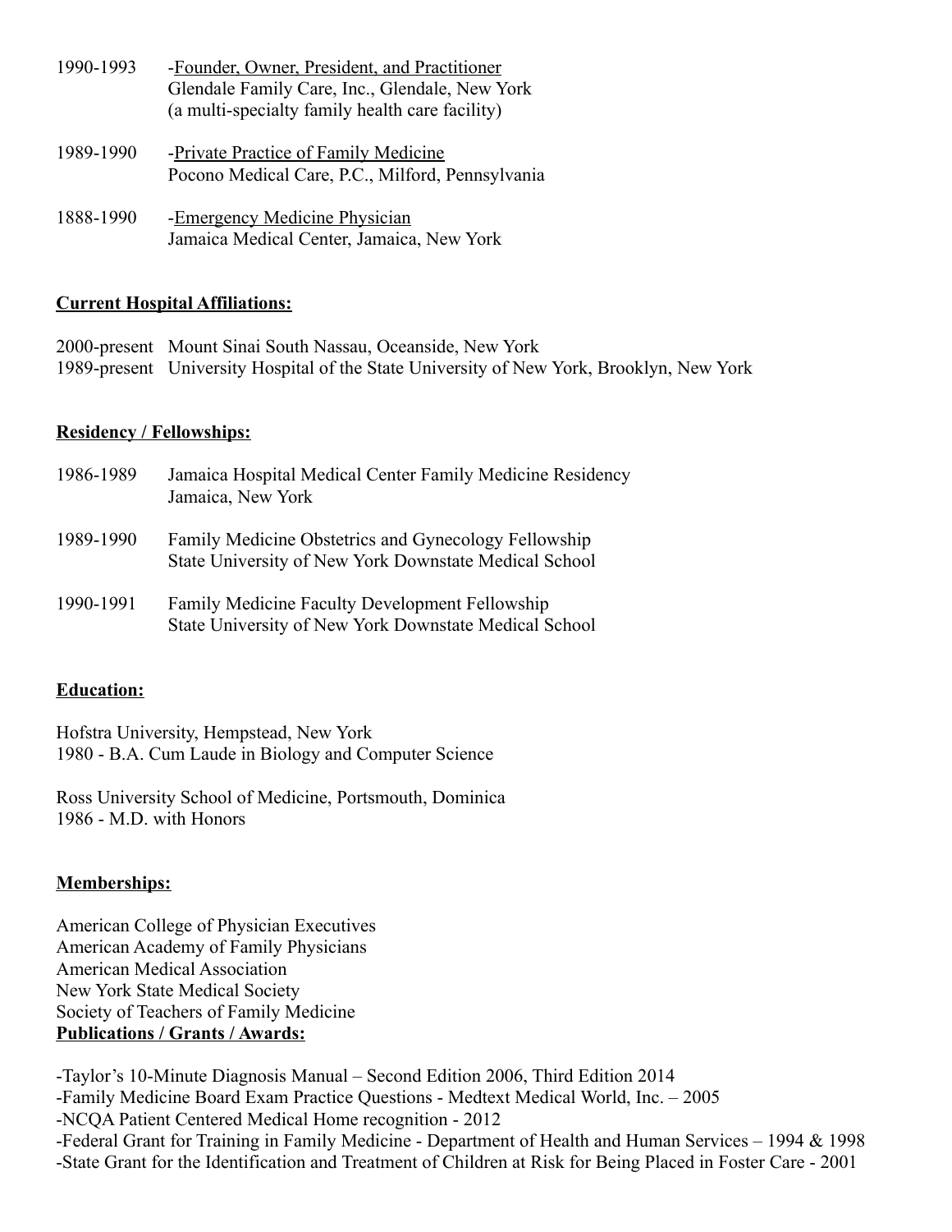1990-1993 -<u>Founder, Owner, President, and Practitioner</u>
Glendale Family Care, Inc., Glendale, New York
(a multi-specialty family health care facility)

1989-1990 -<u>Private Practice of Family Medicine</u>
Pocono Medical Care, P.C., Milford, Pennsylvania

1888-1990 -<u>Emergency Medicine Physician</u>
Jamaica Medical Center, Jamaica, New York

**<u>Current Hospital Affiliations:</u>**

2000-present Mount Sinai South Nassau, Oceanside, New York
1989-present University Hospital of the State University of New York, Brooklyn, New York

**<u>Residency / Fellowships:</u>**

1986-1989 Jamaica Hospital Medical Center Family Medicine Residency
Jamaica, New York

1989-1990 Family Medicine Obstetrics and Gynecology Fellowship
State University of New York Downstate Medical School

1990-1991 Family Medicine Faculty Development Fellowship
State University of New York Downstate Medical School

**<u>Education:</u>**

Hofstra University, Hempstead, New York
1980 - B.A. Cum Laude in Biology and Computer Science

Ross University School of Medicine, Portsmouth, Dominica
1986 - M.D. with Honors

**<u>Memberships:</u>**

American College of Physician Executives
American Academy of Family Physicians
American Medical Association
New York State Medical Society
Society of Teachers of Family Medicine

**<u>Publications / Grants / Awards:</u>**

-Taylor's 10-Minute Diagnosis Manual – Second Edition 2006, Third Edition 2014
-Family Medicine Board Exam Practice Questions - Medtext Medical World, Inc. – 2005
-NCQA Patient Centered Medical Home recognition - 2012
-Federal Grant for Training in Family Medicine - Department of Health and Human Services – 1994 & 1998
-State Grant for the Identification and Treatment of Children at Risk for Being Placed in Foster Care - 2001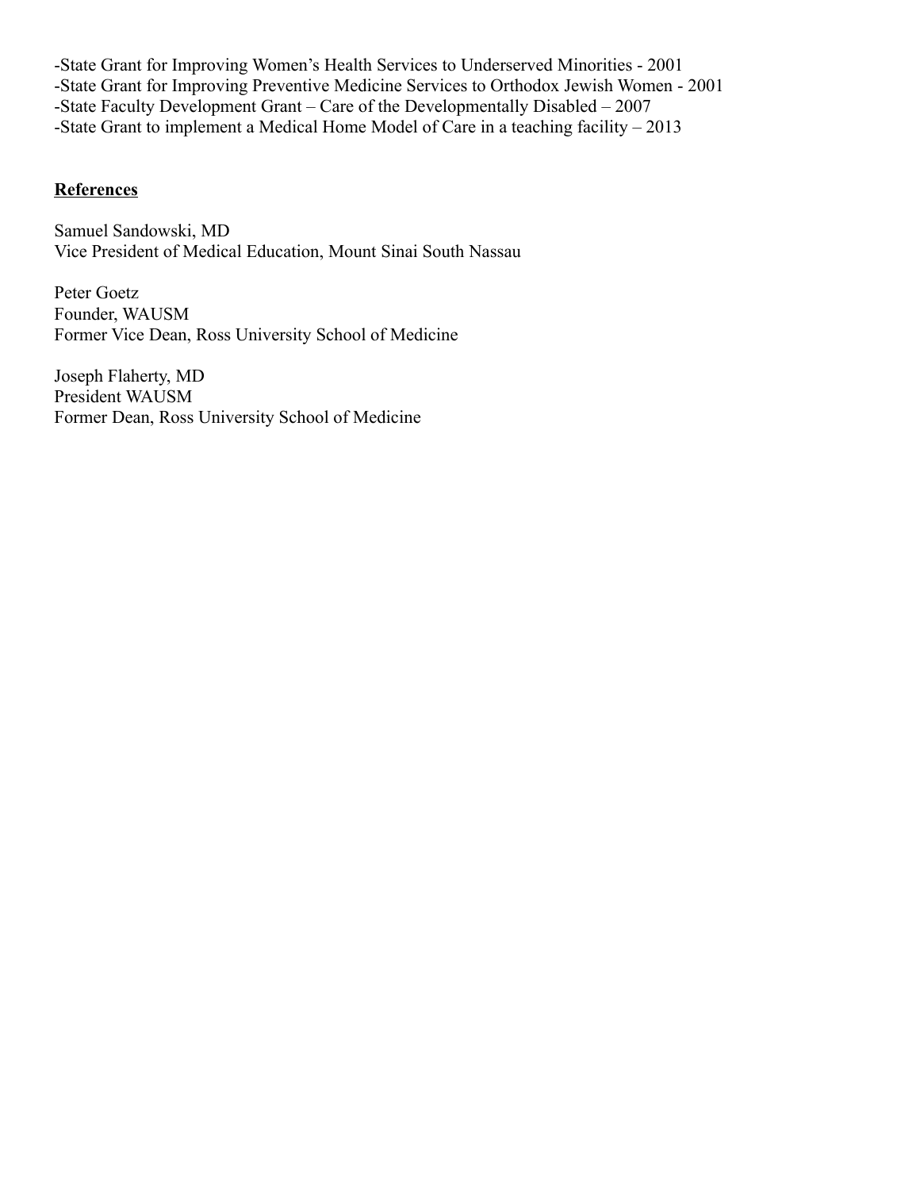-State Grant for Improving Women's Health Services to Underserved Minorities - 2001
-State Grant for Improving Preventive Medicine Services to Orthodox Jewish Women - 2001
-State Faculty Development Grant – Care of the Developmentally Disabled – 2007
-State Grant to implement a Medical Home Model of Care in a teaching facility – 2013

**References**

Samuel Sandowski, MD
Vice President of Medical Education, Mount Sinai South Nassau

Peter Goetz
Founder, WAUSM
Former Vice Dean, Ross University School of Medicine

Joseph Flaherty, MD
President WAUSM
Former Dean, Ross University School of Medicine